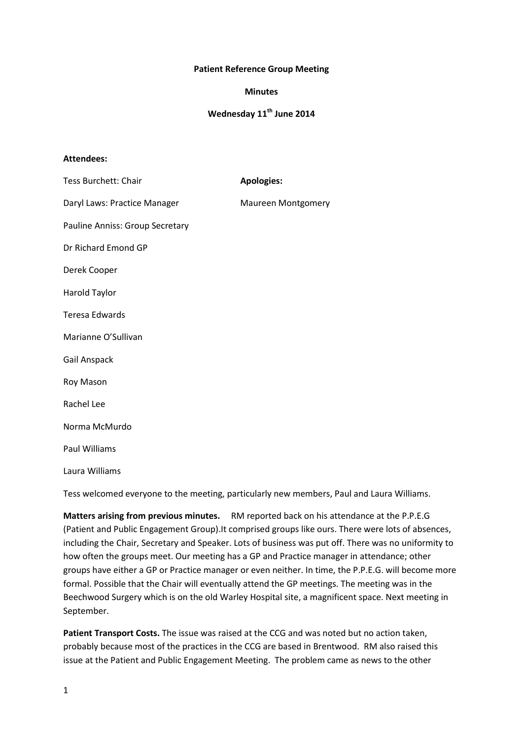**Patient Reference Group Meeting**

**Minutes**

**Wednesday 11th June 2014**

**Attendees:**

Tess Burchett: Chair

Daryl Laws: Practice Manager

Pauline Anniss: Group Secretary

Dr Richard Emond GP

Derek Cooper

Harold Taylor

Teresa Edwards

Marianne O'Sullivan

Gail Anspack

Roy Mason

Rachel Lee

Norma McMurdo

Paul Williams

Laura Williams

**Apologies:**

Maureen Montgomery

Tess welcomed everyone to the meeting, particularly new members, Paul and Laura Williams.

**Matters arising from previous minutes.** RM reported back on his attendance at the P.P.E.G (Patient and Public Engagement Group).It comprised groups like ours. There were lots of absences, including the Chair, Secretary and Speaker. Lots of business was put off. There was no uniformity to how often the groups meet. Our meeting has a GP and Practice manager in attendance; other groups have either a GP or Practice manager or even neither. In time, the P.P.E.G. will become more formal. Possible that the Chair will eventually attend the GP meetings. The meeting was in the Beechwood Surgery which is on the old Warley Hospital site, a magnificent space. Next meeting in September.

**Patient Transport Costs.** The issue was raised at the CCG and was noted but no action taken, probably because most of the practices in the CCG are based in Brentwood. RM also raised this issue at the Patient and Public Engagement Meeting. The problem came as news to the other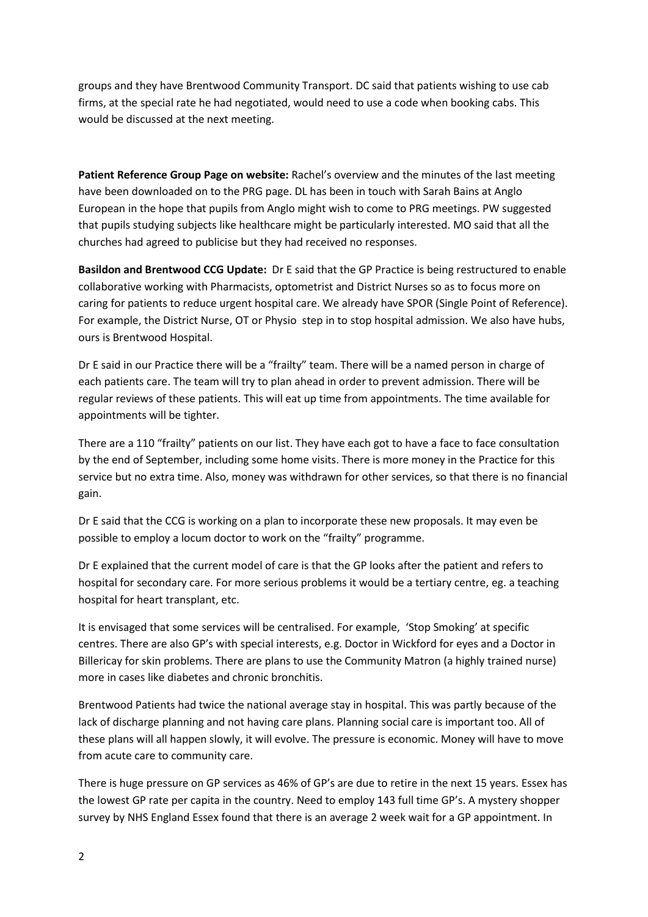groups and they have Brentwood Community Transport. DC said that patients wishing to use cab firms, at the special rate he had negotiated, would need to use a code when booking cabs. This would be discussed at the next meeting.

**Patient Reference Group Page on website:** Rachel's overview and the minutes of the last meeting have been downloaded on to the PRG page. DL has been in touch with Sarah Bains at Anglo European in the hope that pupils from Anglo might wish to come to PRG meetings. PW suggested that pupils studying subjects like healthcare might be particularly interested. MO said that all the churches had agreed to publicise but they had received no responses.

**Basildon and Brentwood CCG Update:** Dr E said that the GP Practice is being restructured to enable collaborative working with Pharmacists, optometrist and District Nurses so as to focus more on caring for patients to reduce urgent hospital care. We already have SPOR (Single Point of Reference). For example, the District Nurse, OT or Physio step in to stop hospital admission. We also have hubs, ours is Brentwood Hospital.

Dr E said in our Practice there will be a "frailty" team. There will be a named person in charge of each patients care. The team will try to plan ahead in order to prevent admission. There will be regular reviews of these patients. This will eat up time from appointments. The time available for appointments will be tighter.

There are a 110 "frailty" patients on our list. They have each got to have a face to face consultation by the end of September, including some home visits. There is more money in the Practice for this service but no extra time. Also, money was withdrawn for other services, so that there is no financial gain.

Dr E said that the CCG is working on a plan to incorporate these new proposals. It may even be possible to employ a locum doctor to work on the "frailty" programme.

Dr E explained that the current model of care is that the GP looks after the patient and refers to hospital for secondary care. For more serious problems it would be a tertiary centre, eg. a teaching hospital for heart transplant, etc.

It is envisaged that some services will be centralised. For example, 'Stop Smoking' at specific centres. There are also GP's with special interests, e.g. Doctor in Wickford for eyes and a Doctor in Billericay for skin problems. There are plans to use the Community Matron (a highly trained nurse) more in cases like diabetes and chronic bronchitis.

Brentwood Patients had twice the national average stay in hospital. This was partly because of the lack of discharge planning and not having care plans. Planning social care is important too. All of these plans will all happen slowly, it will evolve. The pressure is economic. Money will have to move from acute care to community care.

There is huge pressure on GP services as 46% of GP's are due to retire in the next 15 years. Essex has the lowest GP rate per capita in the country. Need to employ 143 full time GP's. A mystery shopper survey by NHS England Essex found that there is an average 2 week wait for a GP appointment. In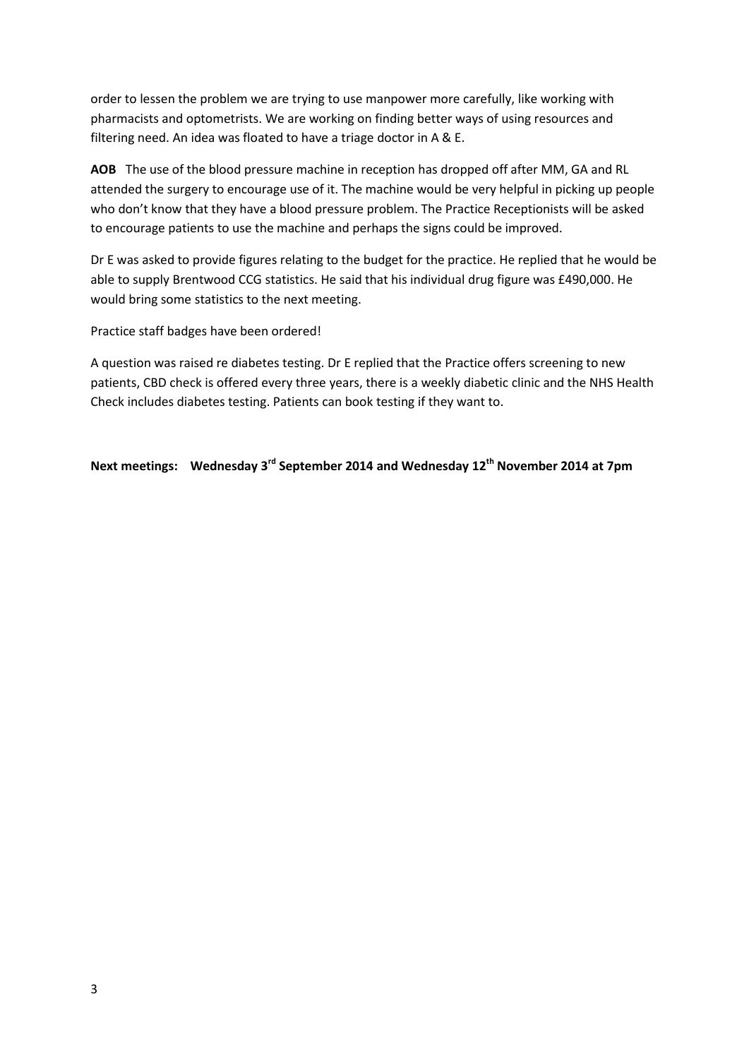order to lessen the problem we are trying to use manpower more carefully, like working with pharmacists and optometrists. We are working on finding better ways of using resources and filtering need. An idea was floated to have a triage doctor in A & E.

**AOB** The use of the blood pressure machine in reception has dropped off after MM, GA and RL attended the surgery to encourage use of it. The machine would be very helpful in picking up people who don't know that they have a blood pressure problem. The Practice Receptionists will be asked to encourage patients to use the machine and perhaps the signs could be improved.

Dr E was asked to provide figures relating to the budget for the practice. He replied that he would be able to supply Brentwood CCG statistics. He said that his individual drug figure was £490,000. He would bring some statistics to the next meeting.

Practice staff badges have been ordered!

A question was raised re diabetes testing. Dr E replied that the Practice offers screening to new patients, CBD check is offered every three years, there is a weekly diabetic clinic and the NHS Health Check includes diabetes testing. Patients can book testing if they want to.

**Next meetings: Wednesday 3rd September 2014 and Wednesday 12th November 2014 at 7pm**